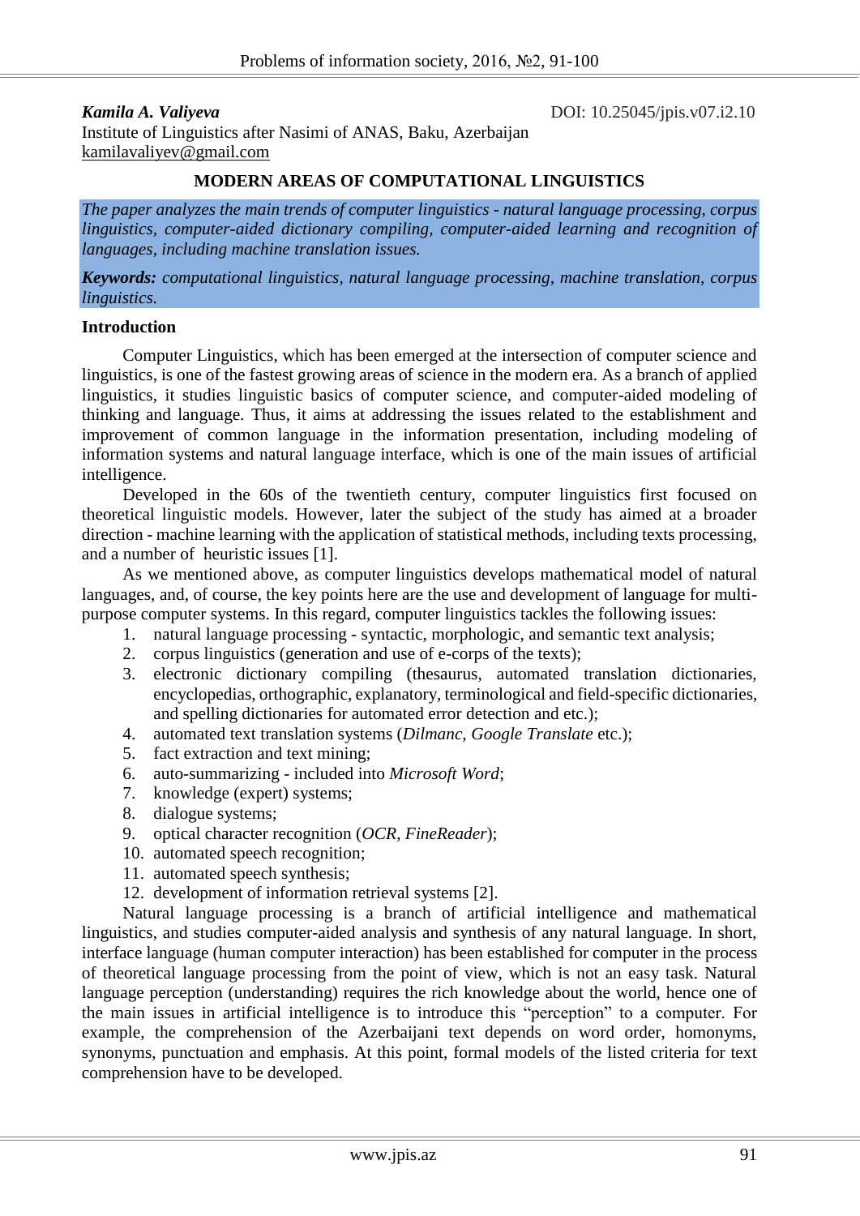**Kamila A. Valiyeva**

DOI: 10.25045/jpis.v07.i2.10

Institute of Linguistics after Nasimi of ANAS, Baku, Azerbaijan

kamilavaliyev@gmail.com

# MODERN AREAS OF COMPUTATIONAL LINGUISTICS

*The paper analyzes the main trends of computer linguistics - natural language processing, corpus linguistics, computer-aided dictionary compiling, computer-aided learning and recognition of languages, including machine translation issues.*

***Keywords:*** *computational linguistics, natural language processing, machine translation, corpus linguistics.*

## Introduction

Computer Linguistics, which has been emerged at the intersection of computer science and linguistics, is one of the fastest growing areas of science in the modern era. As a branch of applied linguistics, it studies linguistic basics of computer science, and computer-aided modeling of thinking and language. Thus, it aims at addressing the issues related to the establishment and improvement of common language in the information presentation, including modeling of information systems and natural language interface, which is one of the main issues of artificial intelligence.

Developed in the 60s of the twentieth century, computer linguistics first focused on theoretical linguistic models. However, later the subject of the study has aimed at a broader direction - machine learning with the application of statistical methods, including texts processing, and a number of heuristic issues [1].

As we mentioned above, as computer linguistics develops mathematical model of natural languages, and, of course, the key points here are the use and development of language for multi-purpose computer systems. In this regard, computer linguistics tackles the following issues:

1. natural language processing - syntactic, morphologic, and semantic text analysis;
2. corpus linguistics (generation and use of e-corps of the texts);
3. electronic dictionary compiling (thesaurus, automated translation dictionaries, encyclopedias, orthographic, explanatory, terminological and field-specific dictionaries, and spelling dictionaries for automated error detection and etc.);
4. automated text translation systems (*Dilmanc*, *Google Translate* etc.);
5. fact extraction and text mining;
6. auto-summarizing - included into *Microsoft Word*;
7. knowledge (expert) systems;
8. dialogue systems;
9. optical character recognition (*OCR*, *FineReader*);
10. automated speech recognition;
11. automated speech synthesis;
12. development of information retrieval systems [2].

Natural language processing is a branch of artificial intelligence and mathematical linguistics, and studies computer-aided analysis and synthesis of any natural language. In short, interface language (human computer interaction) has been established for computer in the process of theoretical language processing from the point of view, which is not an easy task. Natural language perception (understanding) requires the rich knowledge about the world, hence one of the main issues in artificial intelligence is to introduce this "perception" to a computer. For example, the comprehension of the Azerbaijani text depends on word order, homonyms, synonyms, punctuation and emphasis. At this point, formal models of the listed criteria for text comprehension have to be developed.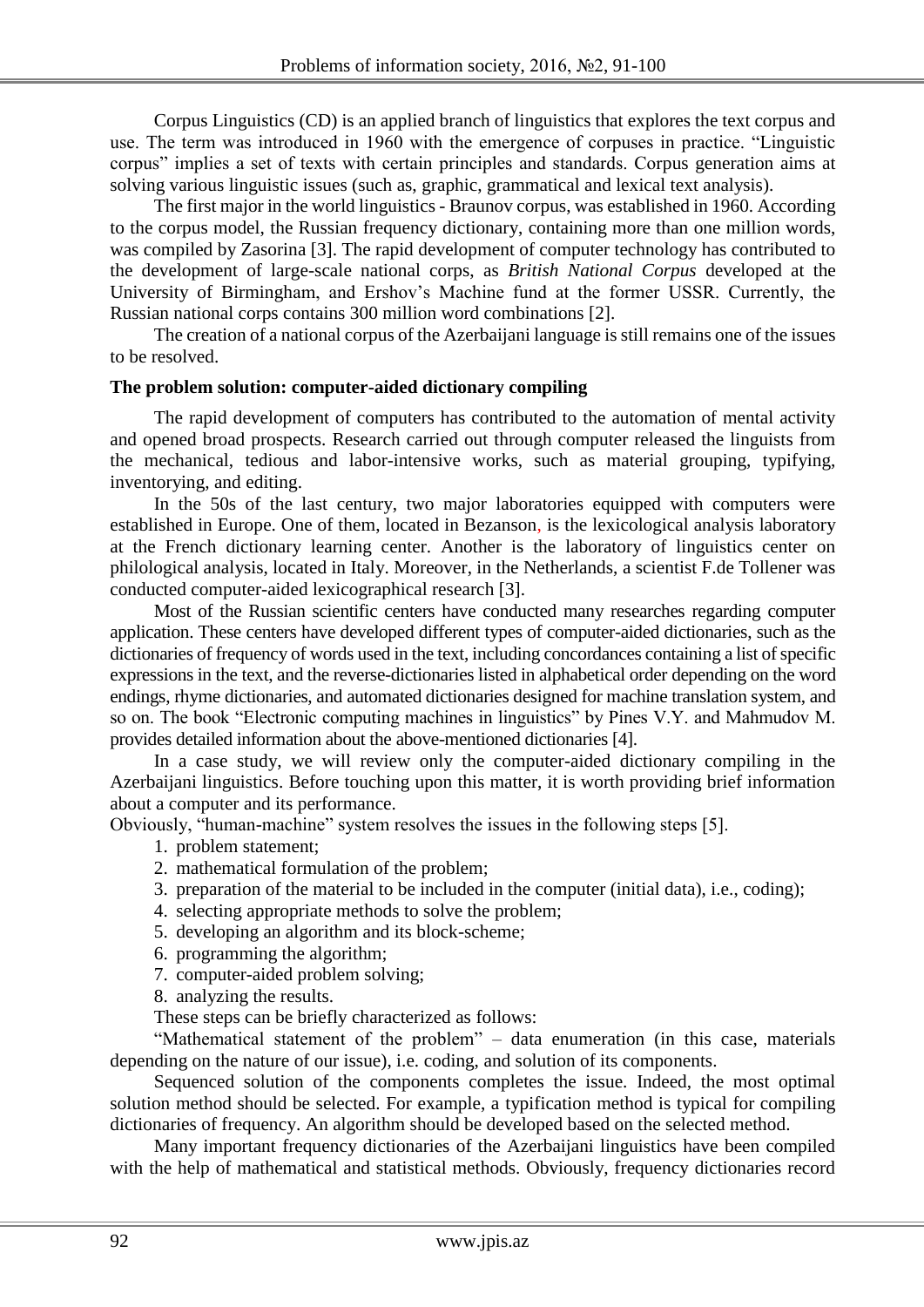Corpus Linguistics (CD) is an applied branch of linguistics that explores the text corpus and use. The term was introduced in 1960 with the emergence of corpuses in practice. "Linguistic corpus" implies a set of texts with certain principles and standards. Corpus generation aims at solving various linguistic issues (such as, graphic, grammatical and lexical text analysis).

The first major in the world linguistics - Braunov corpus, was established in 1960. According to the corpus model, the Russian frequency dictionary, containing more than one million words, was compiled by Zasorina [3]. The rapid development of computer technology has contributed to the development of large-scale national corps, as *British National Corpus* developed at the University of Birmingham, and Ershov's Machine fund at the former USSR. Currently, the Russian national corps contains 300 million word combinations [2].

The creation of a national corpus of the Azerbaijani language is still remains one of the issues to be resolved.

**The problem solution: computer-aided dictionary compiling**

The rapid development of computers has contributed to the automation of mental activity and opened broad prospects. Research carried out through computer released the linguists from the mechanical, tedious and labor-intensive works, such as material grouping, typifying, inventorying, and editing.

In the 50s of the last century, two major laboratories equipped with computers were established in Europe. One of them, located in Bezanson, is the lexicological analysis laboratory at the French dictionary learning center. Another is the laboratory of linguistics center on philological analysis, located in Italy. Moreover, in the Netherlands, a scientist F.de Tollener was conducted computer-aided lexicographical research [3].

Most of the Russian scientific centers have conducted many researches regarding computer application. These centers have developed different types of computer-aided dictionaries, such as the dictionaries of frequency of words used in the text, including concordances containing a list of specific expressions in the text, and the reverse-dictionaries listed in alphabetical order depending on the word endings, rhyme dictionaries, and automated dictionaries designed for machine translation system, and so on. The book "Electronic computing machines in linguistics" by Pines V.Y. and Mahmudov M. provides detailed information about the above-mentioned dictionaries [4].

In a case study, we will review only the computer-aided dictionary compiling in the Azerbaijani linguistics. Before touching upon this matter, it is worth providing brief information about a computer and its performance.

Obviously, "human-machine" system resolves the issues in the following steps [5].

1. problem statement;
2. mathematical formulation of the problem;
3. preparation of the material to be included in the computer (initial data), i.e., coding);
4. selecting appropriate methods to solve the problem;
5. developing an algorithm and its block-scheme;
6. programming the algorithm;
7. computer-aided problem solving;
8. analyzing the results.

These steps can be briefly characterized as follows:

"Mathematical statement of the problem" – data enumeration (in this case, materials depending on the nature of our issue), i.e. coding, and solution of its components.

Sequenced solution of the components completes the issue. Indeed, the most optimal solution method should be selected. For example, a typification method is typical for compiling dictionaries of frequency. An algorithm should be developed based on the selected method.

Many important frequency dictionaries of the Azerbaijani linguistics have been compiled with the help of mathematical and statistical methods. Obviously, frequency dictionaries record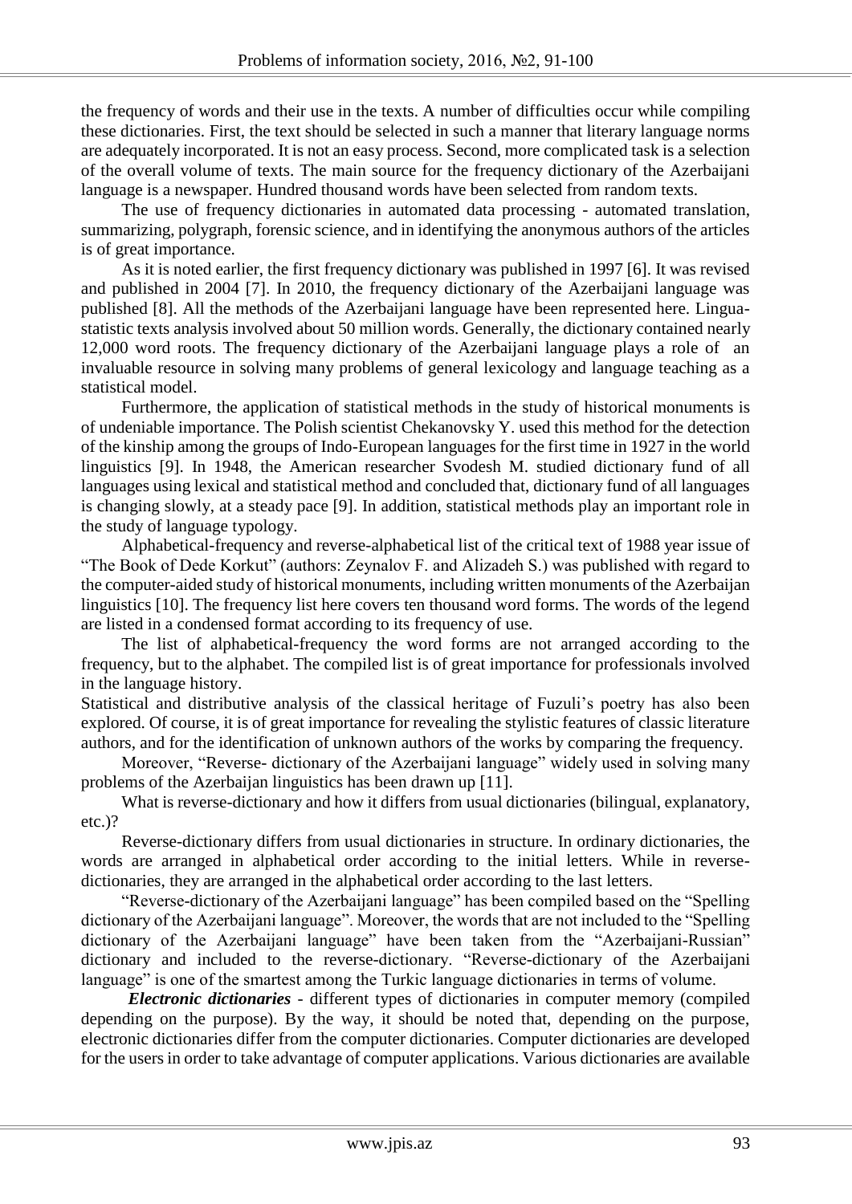the frequency of words and their use in the texts. A number of difficulties occur while compiling these dictionaries. First, the text should be selected in such a manner that literary language norms are adequately incorporated. It is not an easy process. Second, more complicated task is a selection of the overall volume of texts. The main source for the frequency dictionary of the Azerbaijani language is a newspaper. Hundred thousand words have been selected from random texts.

The use of frequency dictionaries in automated data processing - automated translation, summarizing, polygraph, forensic science, and in identifying the anonymous authors of the articles is of great importance.

As it is noted earlier, the first frequency dictionary was published in 1997 [6]. It was revised and published in 2004 [7]. In 2010, the frequency dictionary of the Azerbaijani language was published [8]. All the methods of the Azerbaijani language have been represented here. Lingua-statistic texts analysis involved about 50 million words. Generally, the dictionary contained nearly 12,000 word roots. The frequency dictionary of the Azerbaijani language plays a role of an invaluable resource in solving many problems of general lexicology and language teaching as a statistical model.

Furthermore, the application of statistical methods in the study of historical monuments is of undeniable importance. The Polish scientist Chekanovsky Y. used this method for the detection of the kinship among the groups of Indo-European languages for the first time in 1927 in the world linguistics [9]. In 1948, the American researcher Svodesh M. studied dictionary fund of all languages using lexical and statistical method and concluded that, dictionary fund of all languages is changing slowly, at a steady pace [9]. In addition, statistical methods play an important role in the study of language typology.

Alphabetical-frequency and reverse-alphabetical list of the critical text of 1988 year issue of "The Book of Dede Korkut" (authors: Zeynalov F. and Alizadeh S.) was published with regard to the computer-aided study of historical monuments, including written monuments of the Azerbaijan linguistics [10]. The frequency list here covers ten thousand word forms. The words of the legend are listed in a condensed format according to its frequency of use.

The list of alphabetical-frequency the word forms are not arranged according to the frequency, but to the alphabet. The compiled list is of great importance for professionals involved in the language history.

Statistical and distributive analysis of the classical heritage of Fuzuli's poetry has also been explored. Of course, it is of great importance for revealing the stylistic features of classic literature authors, and for the identification of unknown authors of the works by comparing the frequency.

Moreover, "Reverse- dictionary of the Azerbaijani language" widely used in solving many problems of the Azerbaijan linguistics has been drawn up [11].

What is reverse-dictionary and how it differs from usual dictionaries (bilingual, explanatory, etc.)?

Reverse-dictionary differs from usual dictionaries in structure. In ordinary dictionaries, the words are arranged in alphabetical order according to the initial letters. While in reverse-dictionaries, they are arranged in the alphabetical order according to the last letters.

"Reverse-dictionary of the Azerbaijani language" has been compiled based on the "Spelling dictionary of the Azerbaijani language". Moreover, the words that are not included to the "Spelling dictionary of the Azerbaijani language" have been taken from the "Azerbaijani-Russian" dictionary and included to the reverse-dictionary. "Reverse-dictionary of the Azerbaijani language" is one of the smartest among the Turkic language dictionaries in terms of volume.

***Electronic dictionaries*** - different types of dictionaries in computer memory (compiled depending on the purpose). By the way, it should be noted that, depending on the purpose, electronic dictionaries differ from the computer dictionaries. Computer dictionaries are developed for the users in order to take advantage of computer applications. Various dictionaries are available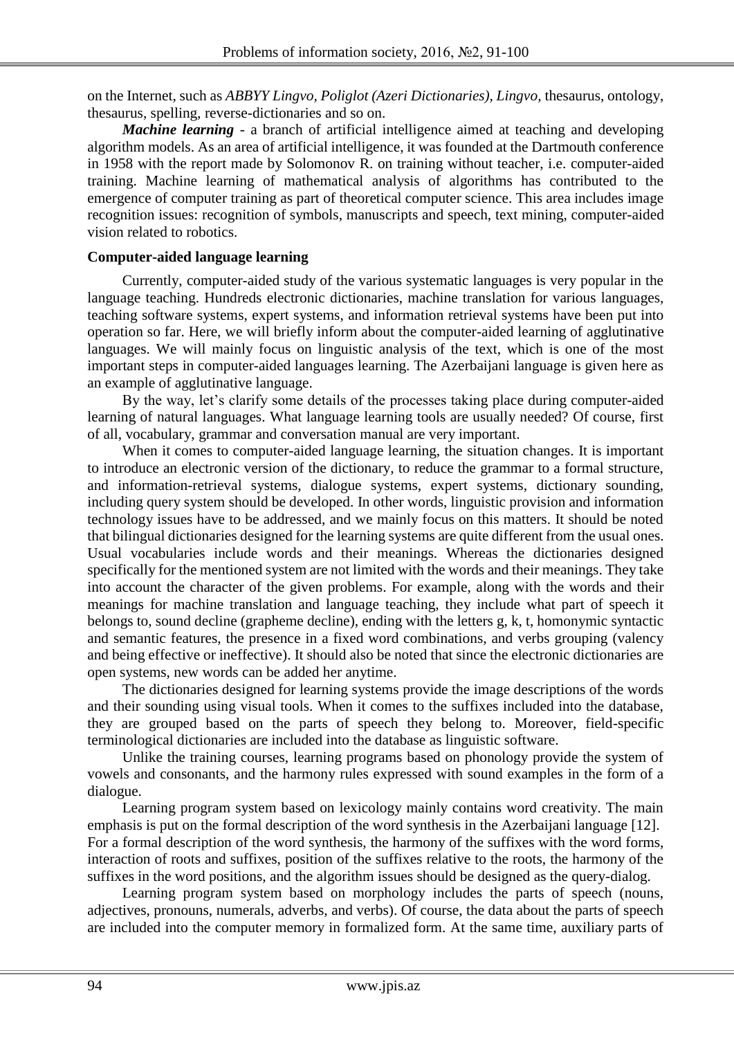on the Internet, such as *ABBYY Lingvo, Poliglot (Azeri Dictionaries), Lingvo,* thesaurus, ontology, thesaurus, spelling, reverse-dictionaries and so on.

***Machine learning*** - a branch of artificial intelligence aimed at teaching and developing algorithm models. As an area of artificial intelligence, it was founded at the Dartmouth conference in 1958 with the report made by Solomonov R. on training without teacher, i.e. computer-aided training. Machine learning of mathematical analysis of algorithms has contributed to the emergence of computer training as part of theoretical computer science. This area includes image recognition issues: recognition of symbols, manuscripts and speech, text mining, computer-aided vision related to robotics.

**Computer-aided language learning**

Currently, computer-aided study of the various systematic languages is very popular in the language teaching. Hundreds electronic dictionaries, machine translation for various languages, teaching software systems, expert systems, and information retrieval systems have been put into operation so far. Here, we will briefly inform about the computer-aided learning of agglutinative languages. We will mainly focus on linguistic analysis of the text, which is one of the most important steps in computer-aided languages learning. The Azerbaijani language is given here as an example of agglutinative language.

By the way, let's clarify some details of the processes taking place during computer-aided learning of natural languages. What language learning tools are usually needed? Of course, first of all, vocabulary, grammar and conversation manual are very important.

When it comes to computer-aided language learning, the situation changes. It is important to introduce an electronic version of the dictionary, to reduce the grammar to a formal structure, and information-retrieval systems, dialogue systems, expert systems, dictionary sounding, including query system should be developed. In other words, linguistic provision and information technology issues have to be addressed, and we mainly focus on this matters. It should be noted that bilingual dictionaries designed for the learning systems are quite different from the usual ones. Usual vocabularies include words and their meanings. Whereas the dictionaries designed specifically for the mentioned system are not limited with the words and their meanings. They take into account the character of the given problems. For example, along with the words and their meanings for machine translation and language teaching, they include what part of speech it belongs to, sound decline (grapheme decline), ending with the letters g, k, t, homonymic syntactic and semantic features, the presence in a fixed word combinations, and verbs grouping (valency and being effective or ineffective). It should also be noted that since the electronic dictionaries are open systems, new words can be added her anytime.

The dictionaries designed for learning systems provide the image descriptions of the words and their sounding using visual tools. When it comes to the suffixes included into the database, they are grouped based on the parts of speech they belong to. Moreover, field-specific terminological dictionaries are included into the database as linguistic software.

Unlike the training courses, learning programs based on phonology provide the system of vowels and consonants, and the harmony rules expressed with sound examples in the form of a dialogue.

Learning program system based on lexicology mainly contains word creativity. The main emphasis is put on the formal description of the word synthesis in the Azerbaijani language [12]. For a formal description of the word synthesis, the harmony of the suffixes with the word forms, interaction of roots and suffixes, position of the suffixes relative to the roots, the harmony of the suffixes in the word positions, and the algorithm issues should be designed as the query-dialog.

Learning program system based on morphology includes the parts of speech (nouns, adjectives, pronouns, numerals, adverbs, and verbs). Of course, the data about the parts of speech are included into the computer memory in formalized form. At the same time, auxiliary parts of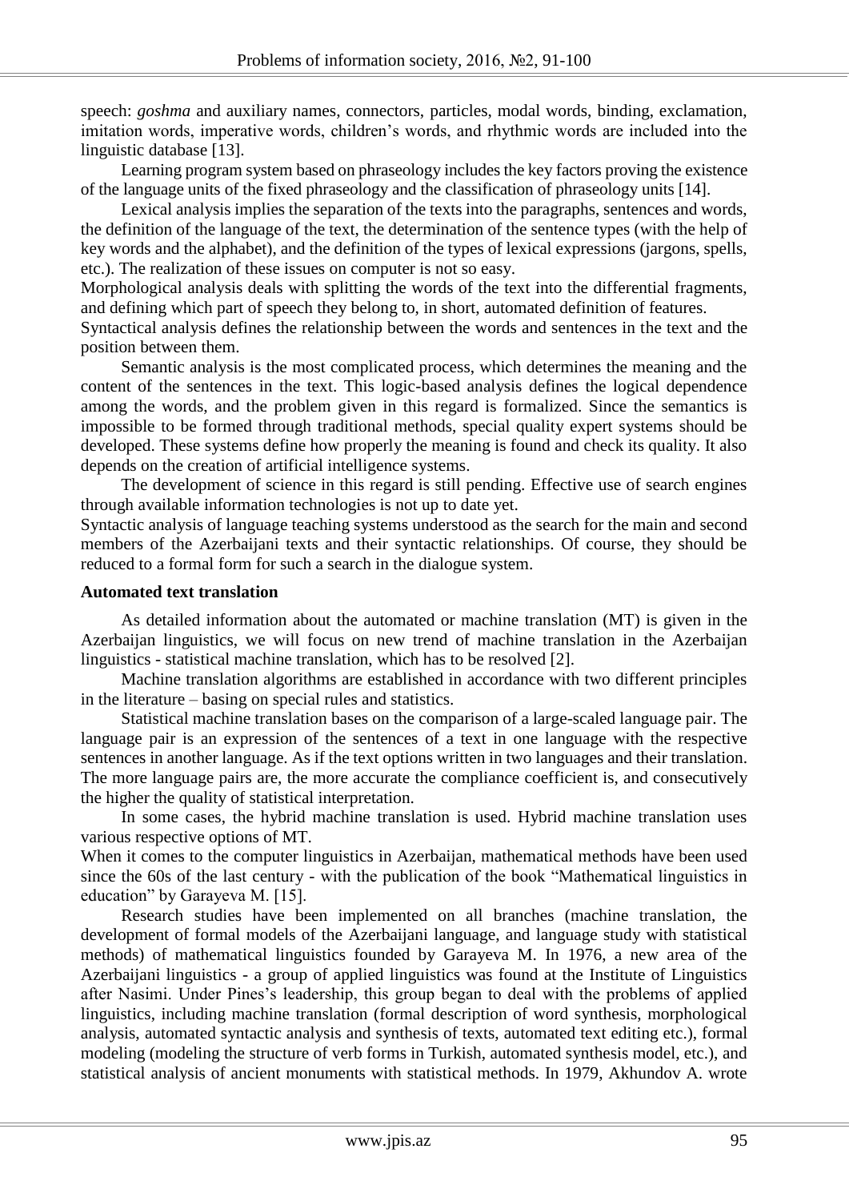speech: *goshma* and auxiliary names, connectors, particles, modal words, binding, exclamation, imitation words, imperative words, children's words, and rhythmic words are included into the linguistic database [13].

Learning program system based on phraseology includes the key factors proving the existence of the language units of the fixed phraseology and the classification of phraseology units [14].

Lexical analysis implies the separation of the texts into the paragraphs, sentences and words, the definition of the language of the text, the determination of the sentence types (with the help of key words and the alphabet), and the definition of the types of lexical expressions (jargons, spells, etc.). The realization of these issues on computer is not so easy.

Morphological analysis deals with splitting the words of the text into the differential fragments, and defining which part of speech they belong to, in short, automated definition of features.

Syntactical analysis defines the relationship between the words and sentences in the text and the position between them.

Semantic analysis is the most complicated process, which determines the meaning and the content of the sentences in the text. This logic-based analysis defines the logical dependence among the words, and the problem given in this regard is formalized. Since the semantics is impossible to be formed through traditional methods, special quality expert systems should be developed. These systems define how properly the meaning is found and check its quality. It also depends on the creation of artificial intelligence systems.

The development of science in this regard is still pending. Effective use of search engines through available information technologies is not up to date yet.

Syntactic analysis of language teaching systems understood as the search for the main and second members of the Azerbaijani texts and their syntactic relationships. Of course, they should be reduced to a formal form for such a search in the dialogue system.

**Automated text translation**

As detailed information about the automated or machine translation (MT) is given in the Azerbaijan linguistics, we will focus on new trend of machine translation in the Azerbaijan linguistics - statistical machine translation, which has to be resolved [2].

Machine translation algorithms are established in accordance with two different principles in the literature – basing on special rules and statistics.

Statistical machine translation bases on the comparison of a large-scaled language pair. The language pair is an expression of the sentences of a text in one language with the respective sentences in another language. As if the text options written in two languages and their translation. The more language pairs are, the more accurate the compliance coefficient is, and consecutively the higher the quality of statistical interpretation.

In some cases, the hybrid machine translation is used. Hybrid machine translation uses various respective options of MT.

When it comes to the computer linguistics in Azerbaijan, mathematical methods have been used since the 60s of the last century - with the publication of the book "Mathematical linguistics in education" by Garayeva M. [15].

Research studies have been implemented on all branches (machine translation, the development of formal models of the Azerbaijani language, and language study with statistical methods) of mathematical linguistics founded by Garayeva M. In 1976, a new area of the Azerbaijani linguistics - a group of applied linguistics was found at the Institute of Linguistics after Nasimi. Under Pines's leadership, this group began to deal with the problems of applied linguistics, including machine translation (formal description of word synthesis, morphological analysis, automated syntactic analysis and synthesis of texts, automated text editing etc.), formal modeling (modeling the structure of verb forms in Turkish, automated synthesis model, etc.), and statistical analysis of ancient monuments with statistical methods. In 1979, Akhundov A. wrote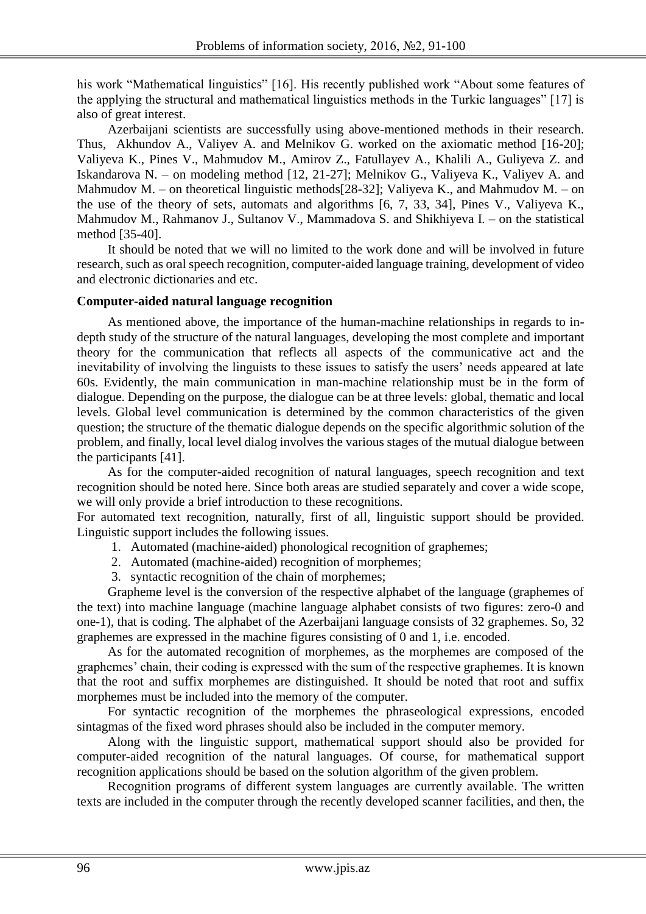his work “Mathematical linguistics” [16]. His recently published work “About some features of the applying the structural and mathematical linguistics methods in the Turkic languages” [17] is also of great interest.

Azerbaijani scientists are successfully using above-mentioned methods in their research. Thus, Akhundov A., Valiyev A. and Melnikov G. worked on the axiomatic method [16-20]; Valiyeva K., Pines V., Mahmudov M., Amirov Z., Fatullayev A., Khalili A., Guliyeva Z. and Iskandarova N. – on modeling method [12, 21-27]; Melnikov G., Valiyeva K., Valiyev A. and Mahmudov M. – on theoretical linguistic methods[28-32]; Valiyeva K., and Mahmudov M. – on the use of the theory of sets, automats and algorithms [6, 7, 33, 34], Pines V., Valiyeva K., Mahmudov M., Rahmanov J., Sultanov V., Mammadova S. and Shikhiyeva I. – on the statistical method [35-40].

It should be noted that we will no limited to the work done and will be involved in future research, such as oral speech recognition, computer-aided language training, development of video and electronic dictionaries and etc.

**Computer-aided natural language recognition**

As mentioned above, the importance of the human-machine relationships in regards to in-depth study of the structure of the natural languages, developing the most complete and important theory for the communication that reflects all aspects of the communicative act and the inevitability of involving the linguists to these issues to satisfy the users’ needs appeared at late 60s. Evidently, the main communication in man-machine relationship must be in the form of dialogue. Depending on the purpose, the dialogue can be at three levels: global, thematic and local levels. Global level communication is determined by the common characteristics of the given question; the structure of the thematic dialogue depends on the specific algorithmic solution of the problem, and finally, local level dialog involves the various stages of the mutual dialogue between the participants [41].

As for the computer-aided recognition of natural languages, speech recognition and text recognition should be noted here. Since both areas are studied separately and cover a wide scope, we will only provide a brief introduction to these recognitions.

For automated text recognition, naturally, first of all, linguistic support should be provided. Linguistic support includes the following issues.

1. Automated (machine-aided) phonological recognition of graphemes;
2. Automated (machine-aided) recognition of morphemes;
3. syntactic recognition of the chain of morphemes;

Grapheme level is the conversion of the respective alphabet of the language (graphemes of the text) into machine language (machine language alphabet consists of two figures: zero-0 and one-1), that is coding. The alphabet of the Azerbaijani language consists of 32 graphemes. So, 32 graphemes are expressed in the machine figures consisting of 0 and 1, i.e. encoded.

As for the automated recognition of morphemes, as the morphemes are composed of the graphemes’ chain, their coding is expressed with the sum of the respective graphemes. It is known that the root and suffix morphemes are distinguished. It should be noted that root and suffix morphemes must be included into the memory of the computer.

For syntactic recognition of the morphemes the phraseological expressions, encoded sintagmas of the fixed word phrases should also be included in the computer memory.

Along with the linguistic support, mathematical support should also be provided for computer-aided recognition of the natural languages. Of course, for mathematical support recognition applications should be based on the solution algorithm of the given problem.

Recognition programs of different system languages are currently available. The written texts are included in the computer through the recently developed scanner facilities, and then, the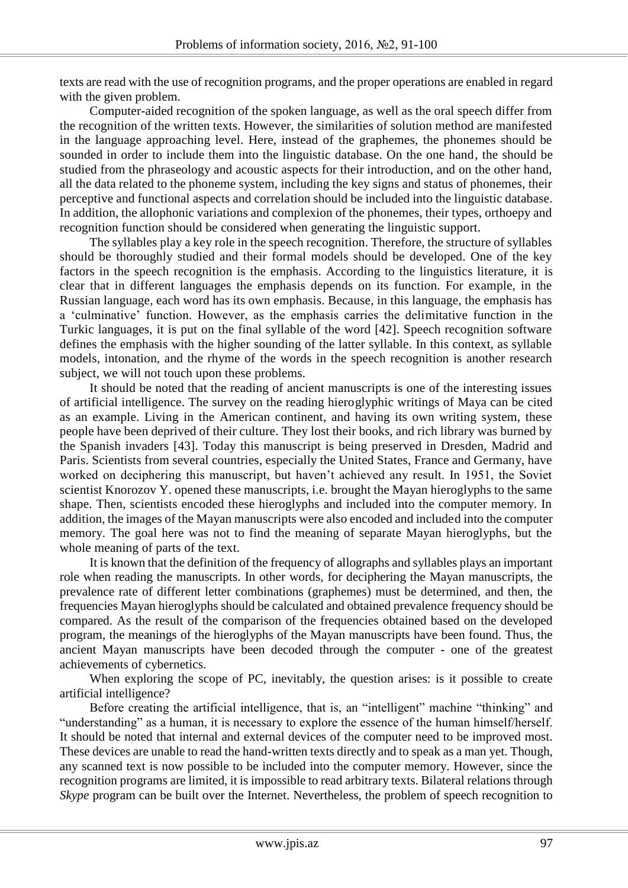texts are read with the use of recognition programs, and the proper operations are enabled in regard with the given problem.

Computer-aided recognition of the spoken language, as well as the oral speech differ from the recognition of the written texts. However, the similarities of solution method are manifested in the language approaching level. Here, instead of the graphemes, the phonemes should be sounded in order to include them into the linguistic database. On the one hand, the should be studied from the phraseology and acoustic aspects for their introduction, and on the other hand, all the data related to the phoneme system, including the key signs and status of phonemes, their perceptive and functional aspects and correlation should be included into the linguistic database. In addition, the allophonic variations and complexion of the phonemes, their types, orthoepy and recognition function should be considered when generating the linguistic support.

The syllables play a key role in the speech recognition. Therefore, the structure of syllables should be thoroughly studied and their formal models should be developed. One of the key factors in the speech recognition is the emphasis. According to the linguistics literature, it is clear that in different languages the emphasis depends on its function. For example, in the Russian language, each word has its own emphasis. Because, in this language, the emphasis has a 'culminative' function. However, as the emphasis carries the delimitative function in the Turkic languages, it is put on the final syllable of the word [42]. Speech recognition software defines the emphasis with the higher sounding of the latter syllable. In this context, as syllable models, intonation, and the rhyme of the words in the speech recognition is another research subject, we will not touch upon these problems.

It should be noted that the reading of ancient manuscripts is one of the interesting issues of artificial intelligence. The survey on the reading hieroglyphic writings of Maya can be cited as an example. Living in the American continent, and having its own writing system, these people have been deprived of their culture. They lost their books, and rich library was burned by the Spanish invaders [43]. Today this manuscript is being preserved in Dresden, Madrid and Paris. Scientists from several countries, especially the United States, France and Germany, have worked on deciphering this manuscript, but haven't achieved any result. In 1951, the Soviet scientist Knorozov Y. opened these manuscripts, i.e. brought the Mayan hieroglyphs to the same shape. Then, scientists encoded these hieroglyphs and included into the computer memory. In addition, the images of the Mayan manuscripts were also encoded and included into the computer memory. The goal here was not to find the meaning of separate Mayan hieroglyphs, but the whole meaning of parts of the text.

It is known that the definition of the frequency of allographs and syllables plays an important role when reading the manuscripts. In other words, for deciphering the Mayan manuscripts, the prevalence rate of different letter combinations (graphemes) must be determined, and then, the frequencies Mayan hieroglyphs should be calculated and obtained prevalence frequency should be compared. As the result of the comparison of the frequencies obtained based on the developed program, the meanings of the hieroglyphs of the Mayan manuscripts have been found. Thus, the ancient Mayan manuscripts have been decoded through the computer - one of the greatest achievements of cybernetics.

When exploring the scope of PC, inevitably, the question arises: is it possible to create artificial intelligence?

Before creating the artificial intelligence, that is, an "intelligent" machine "thinking" and "understanding" as a human, it is necessary to explore the essence of the human himself/herself. It should be noted that internal and external devices of the computer need to be improved most. These devices are unable to read the hand-written texts directly and to speak as a man yet. Though, any scanned text is now possible to be included into the computer memory. However, since the recognition programs are limited, it is impossible to read arbitrary texts. Bilateral relations through *Skype* program can be built over the Internet. Nevertheless, the problem of speech recognition to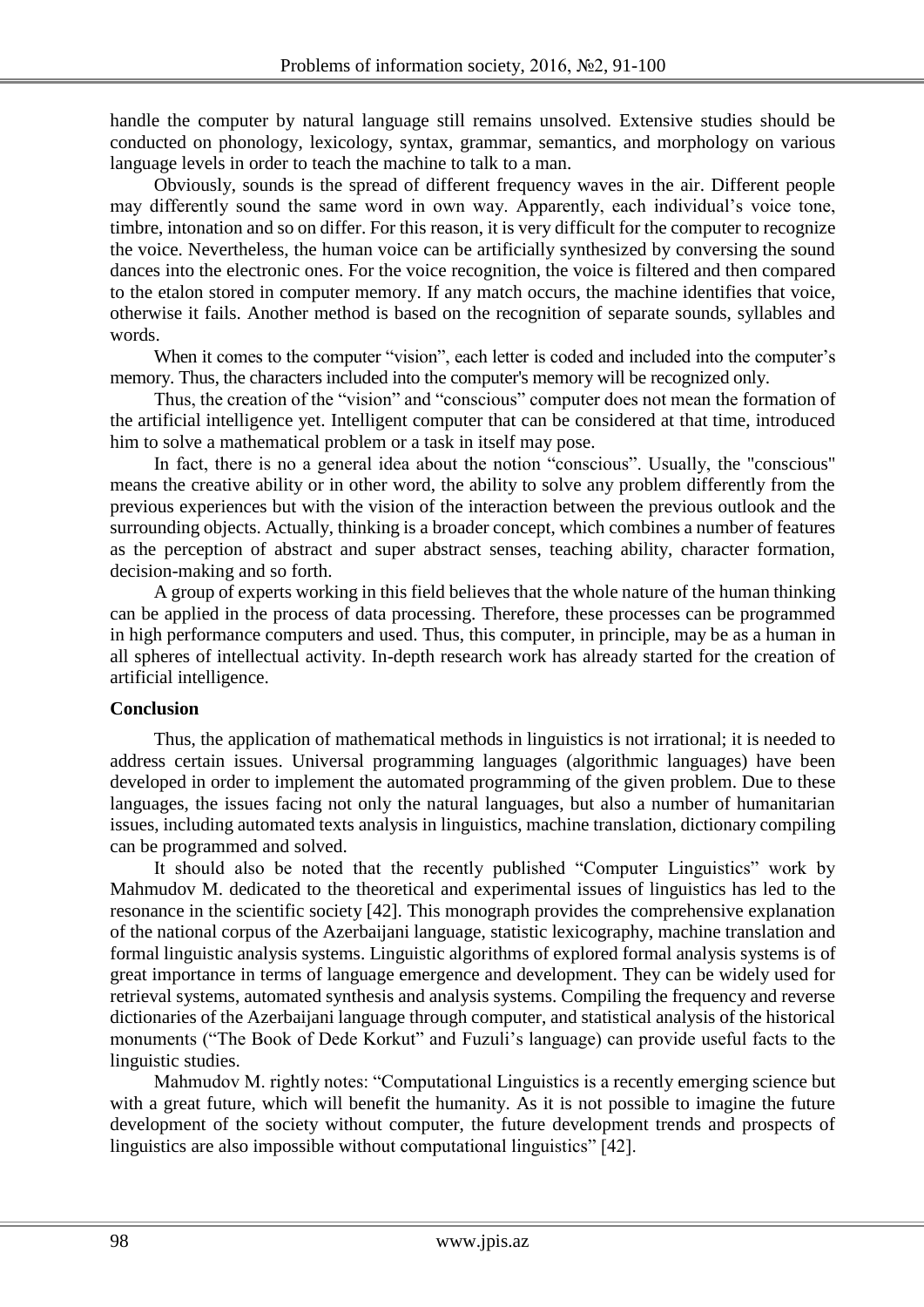handle the computer by natural language still remains unsolved. Extensive studies should be conducted on phonology, lexicology, syntax, grammar, semantics, and morphology on various language levels in order to teach the machine to talk to a man.

Obviously, sounds is the spread of different frequency waves in the air. Different people may differently sound the same word in own way. Apparently, each individual's voice tone, timbre, intonation and so on differ. For this reason, it is very difficult for the computer to recognize the voice. Nevertheless, the human voice can be artificially synthesized by conversing the sound dances into the electronic ones. For the voice recognition, the voice is filtered and then compared to the etalon stored in computer memory. If any match occurs, the machine identifies that voice, otherwise it fails. Another method is based on the recognition of separate sounds, syllables and words.

When it comes to the computer "vision", each letter is coded and included into the computer's memory. Thus, the characters included into the computer's memory will be recognized only.

Thus, the creation of the "vision" and "conscious" computer does not mean the formation of the artificial intelligence yet. Intelligent computer that can be considered at that time, introduced him to solve a mathematical problem or a task in itself may pose.

In fact, there is no a general idea about the notion "conscious". Usually, the "conscious" means the creative ability or in other word, the ability to solve any problem differently from the previous experiences but with the vision of the interaction between the previous outlook and the surrounding objects. Actually, thinking is a broader concept, which combines a number of features as the perception of abstract and super abstract senses, teaching ability, character formation, decision-making and so forth.

A group of experts working in this field believes that the whole nature of the human thinking can be applied in the process of data processing. Therefore, these processes can be programmed in high performance computers and used. Thus, this computer, in principle, may be as a human in all spheres of intellectual activity. In-depth research work has already started for the creation of artificial intelligence.

**Conclusion**

Thus, the application of mathematical methods in linguistics is not irrational; it is needed to address certain issues. Universal programming languages (algorithmic languages) have been developed in order to implement the automated programming of the given problem. Due to these languages, the issues facing not only the natural languages, but also a number of humanitarian issues, including automated texts analysis in linguistics, machine translation, dictionary compiling can be programmed and solved.

It should also be noted that the recently published "Computer Linguistics" work by Mahmudov M. dedicated to the theoretical and experimental issues of linguistics has led to the resonance in the scientific society [42]. This monograph provides the comprehensive explanation of the national corpus of the Azerbaijani language, statistic lexicography, machine translation and formal linguistic analysis systems. Linguistic algorithms of explored formal analysis systems is of great importance in terms of language emergence and development. They can be widely used for retrieval systems, automated synthesis and analysis systems. Compiling the frequency and reverse dictionaries of the Azerbaijani language through computer, and statistical analysis of the historical monuments ("The Book of Dede Korkut" and Fuzuli's language) can provide useful facts to the linguistic studies.

Mahmudov M. rightly notes: "Computational Linguistics is a recently emerging science but with a great future, which will benefit the humanity. As it is not possible to imagine the future development of the society without computer, the future development trends and prospects of linguistics are also impossible without computational linguistics" [42].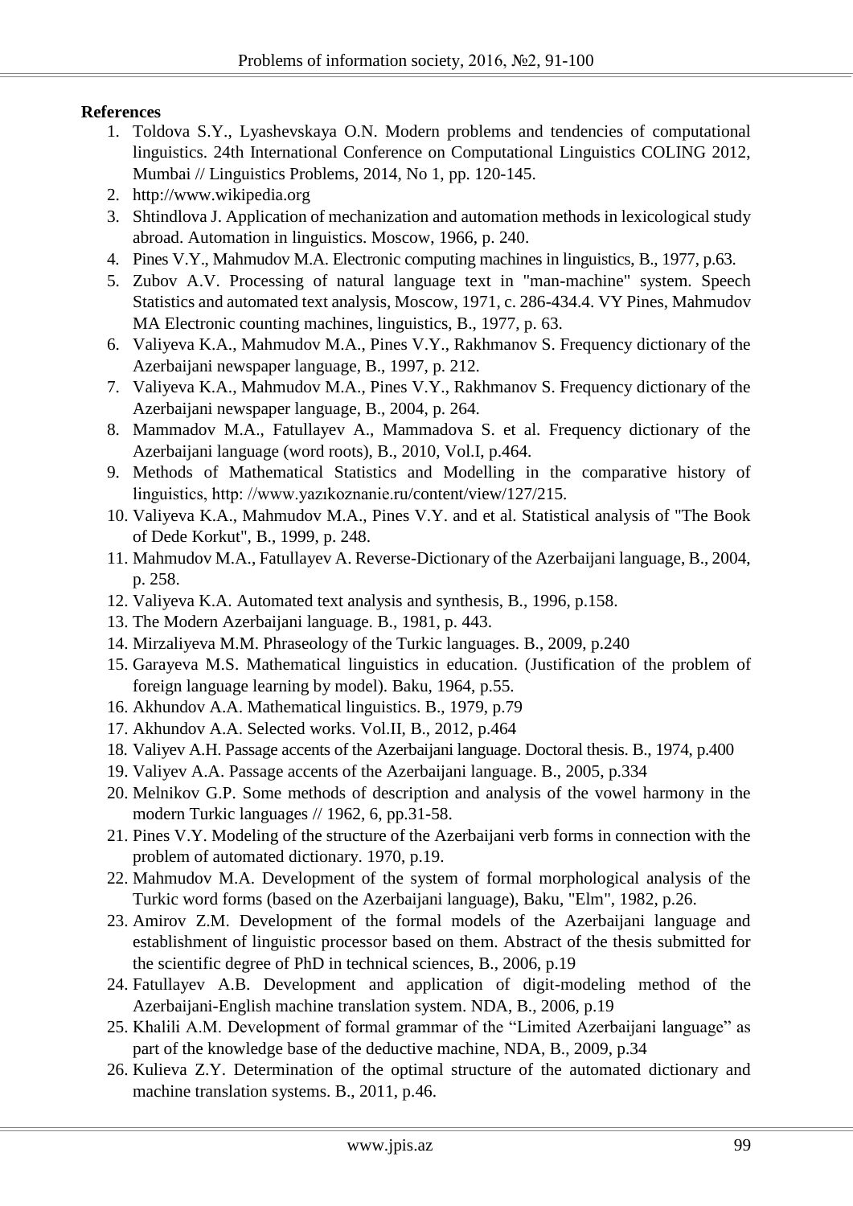**References**

1. Toldova S.Y., Lyashevskaya O.N. Modern problems and tendencies of computational linguistics. 24th International Conference on Computational Linguistics COLING 2012, Mumbai // Linguistics Problems, 2014, No 1, pp. 120-145.
2. http://www.wikipedia.org
3. Shtindlova J. Application of mechanization and automation methods in lexicological study abroad. Automation in linguistics. Moscow, 1966, p. 240.
4. Pines V.Y., Mahmudov M.A. Electronic computing machines in linguistics, B., 1977, p.63.
5. Zubov A.V. Processing of natural language text in "man-machine" system. Speech Statistics and automated text analysis, Moscow, 1971, c. 286-434.4. VY Pines, Mahmudov MA Electronic counting machines, linguistics, B., 1977, p. 63.
6. Valiyeva K.A., Mahmudov M.A., Pines V.Y., Rakhmanov S. Frequency dictionary of the Azerbaijani newspaper language, B., 1997, p. 212.
7. Valiyeva K.A., Mahmudov M.A., Pines V.Y., Rakhmanov S. Frequency dictionary of the Azerbaijani newspaper language, B., 2004, p. 264.
8. Mammadov M.A., Fatullayev A., Mammadova S. et al. Frequency dictionary of the Azerbaijani language (word roots), B., 2010, Vol.I, p.464.
9. Methods of Mathematical Statistics and Modelling in the comparative history of linguistics, http: //www.yazıkoznanie.ru/content/view/127/215.
10. Valiyeva K.A., Mahmudov M.A., Pines V.Y. and et al. Statistical analysis of "The Book of Dede Korkut", B., 1999, p. 248.
11. Mahmudov M.A., Fatullayev A. Reverse-Dictionary of the Azerbaijani language, B., 2004, p. 258.
12. Valiyeva K.A. Automated text analysis and synthesis, B., 1996, p.158.
13. The Modern Azerbaijani language. B., 1981, p. 443.
14. Mirzaliyeva M.M. Phraseology of the Turkic languages. B., 2009, p.240
15. Garayeva M.S. Mathematical linguistics in education. (Justification of the problem of foreign language learning by model). Baku, 1964, p.55.
16. Akhundov A.A. Mathematical linguistics. B., 1979, p.79
17. Akhundov A.A. Selected works. Vol.II, B., 2012, p.464
18. Valiyev A.H. Passage accents of the Azerbaijani language. Doctoral thesis. B., 1974, p.400
19. Valiyev A.A. Passage accents of the Azerbaijani language. B., 2005, p.334
20. Melnikov G.P. Some methods of description and analysis of the vowel harmony in the modern Turkic languages // 1962, 6, pp.31-58.
21. Pines V.Y. Modeling of the structure of the Azerbaijani verb forms in connection with the problem of automated dictionary. 1970, p.19.
22. Mahmudov M.A. Development of the system of formal morphological analysis of the Turkic word forms (based on the Azerbaijani language), Baku, "Elm", 1982, p.26.
23. Amirov Z.M. Development of the formal models of the Azerbaijani language and establishment of linguistic processor based on them. Abstract of the thesis submitted for the scientific degree of PhD in technical sciences, B., 2006, p.19
24. Fatullayev A.B. Development and application of digit-modeling method of the Azerbaijani-English machine translation system. NDA, B., 2006, p.19
25. Khalili A.M. Development of formal grammar of the "Limited Azerbaijani language" as part of the knowledge base of the deductive machine, NDA, B., 2009, p.34
26. Kulieva Z.Y. Determination of the optimal structure of the automated dictionary and machine translation systems. B., 2011, p.46.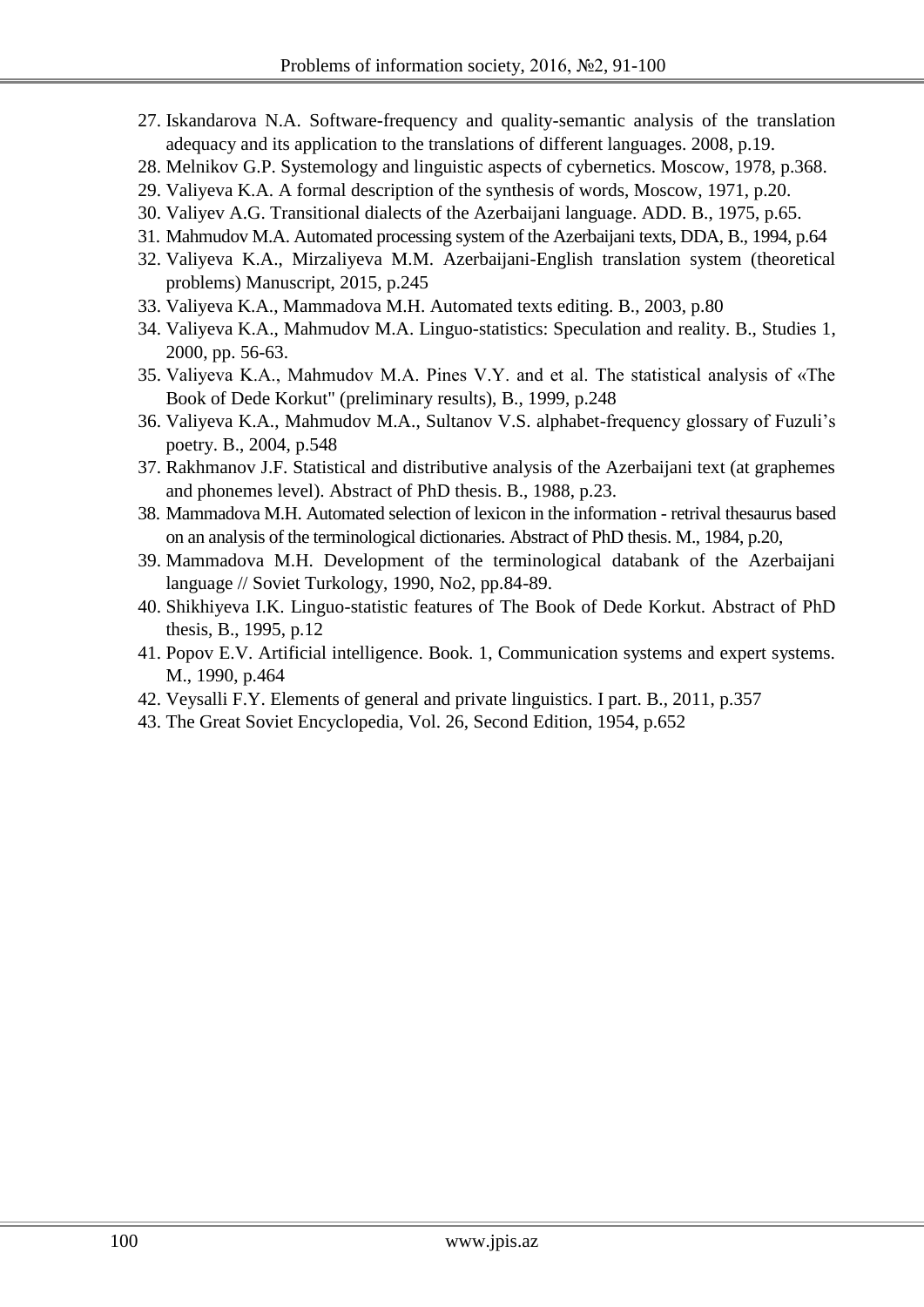27. Iskandarova N.A. Software-frequency and quality-semantic analysis of the translation adequacy and its application to the translations of different languages. 2008, p.19.
28. Melnikov G.P. Systemology and linguistic aspects of cybernetics. Moscow, 1978, p.368.
29. Valiyeva K.A. A formal description of the synthesis of words, Moscow, 1971, p.20.
30. Valiyev A.G. Transitional dialects of the Azerbaijani language. ADD. B., 1975, p.65.
31. Mahmudov M.A. Automated processing system of the Azerbaijani texts, DDA, B., 1994, p.64
32. Valiyeva K.A., Mirzaliyeva M.M. Azerbaijani-English translation system (theoretical problems) Manuscript, 2015, p.245
33. Valiyeva K.A., Mammadova M.H. Automated texts editing. B., 2003, p.80
34. Valiyeva K.A., Mahmudov M.A. Linguo-statistics: Speculation and reality. B., Studies 1, 2000, pp. 56-63.
35. Valiyeva K.A., Mahmudov M.A. Pines V.Y. and et al. The statistical analysis of «The Book of Dede Korkut" (preliminary results), B., 1999, p.248
36. Valiyeva K.A., Mahmudov M.A., Sultanov V.S. alphabet-frequency glossary of Fuzuli's poetry. B., 2004, p.548
37. Rakhmanov J.F. Statistical and distributive analysis of the Azerbaijani text (at graphemes and phonemes level). Abstract of PhD thesis. B., 1988, p.23.
38. Mammadova M.H. Automated selection of lexicon in the information - retrival thesaurus based on an analysis of the terminological dictionaries. Abstract of PhD thesis. M., 1984, p.20,
39. Mammadova M.H. Development of the terminological databank of the Azerbaijani language // Soviet Turkology, 1990, No2, pp.84-89.
40. Shikhiyeva I.K. Linguo-statistic features of The Book of Dede Korkut. Abstract of PhD thesis, B., 1995, p.12
41. Popov E.V. Artificial intelligence. Book. 1, Communication systems and expert systems. M., 1990, p.464
42. Veysalli F.Y. Elements of general and private linguistics. I part. B., 2011, p.357
43. The Great Soviet Encyclopedia, Vol. 26, Second Edition, 1954, p.652